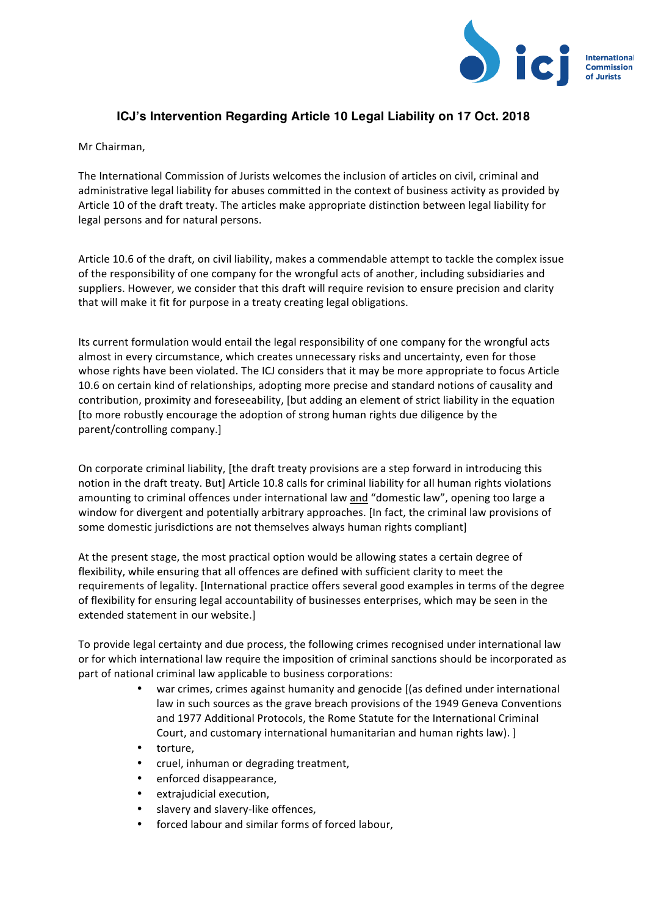## ICJ's Intervention Regarding Article 10 Legal Liability on 17 Oct. 2018

Mr Chairman,

The International Commission of Jurists welcomes the inclusion of articles on civil, criminal and administrative legal liability for abuses committed in the context of business activity as provided by Article 10 of the draft treaty. The articles make appropriate distinction between legal liability for legal persons and for natural persons.

Article 10.6 of the draft, on civil liability, makes a commendable attempt to tackle the complex issue of the responsibility of one company for the wrongful acts of another, including subsidiaries and suppliers. However, we consider that this draft will require revision to ensure precision and clarity that will make it fit for purpose in a treaty creating legal obligations.

Its current formulation would entail the legal responsibility of one company for the wrongful acts almost in every circumstance, which creates unnecessary risks and uncertainty, even for those whose rights have been violated. The ICJ considers that it may be more appropriate to focus Article 10.6 on certain kind of relationships, adopting more precise and standard notions of causality and contribution, proximity and foreseeability, [but adding an element of strict liability in the equation [to more robustly encourage the adoption of strong human rights due diligence by the parent/controlling company.]

On corporate criminal liability, [the draft treaty provisions are a step forward in introducing this notion in the draft treaty. But] Article 10.8 calls for criminal liability for all human rights violations amounting to criminal offences under international law <u>and</u> "domestic law", opening too large a window for divergent and potentially arbitrary approaches. [In fact, the criminal law provisions of some domestic jurisdictions are not themselves always human rights compliant]

At the present stage, the most practical option would be allowing states a certain degree of flexibility, while ensuring that all offences are defined with sufficient clarity to meet the requirements of legality. [International practice offers several good examples in terms of the degree of flexibility for ensuring legal accountability of businesses enterprises, which may be seen in the extended statement in our website.]

To provide legal certainty and due process, the following crimes recognised under international law or for which international law require the imposition of criminal sanctions should be incorporated as part of national criminal law applicable to business corporations:

- war crimes, crimes against humanity and genocide [(as defined under international law in such sources as the grave breach provisions of the 1949 Geneva Conventions and 1977 Additional Protocols, the Rome Statute for the International Criminal Court, and customary international humanitarian and human rights law). ]
- torture,
- cruel, inhuman or degrading treatment,
- enforced disappearance,
- extrajudicial execution,
- slavery and slavery-like offences,
- forced labour and similar forms of forced labour,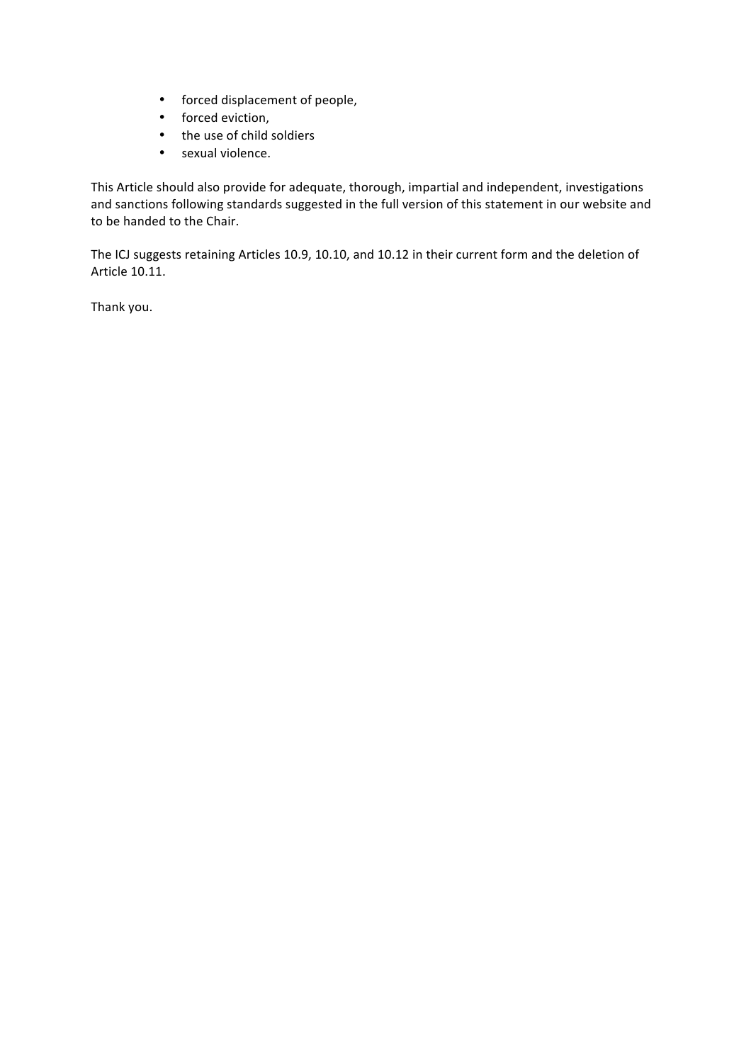- forced displacement of people,
- forced eviction,
- the use of child soldiers
- sexual violence.

This Article should also provide for adequate, thorough, impartial and independent, investigations and sanctions following standards suggested in the full version of this statement in our website and to be handed to the Chair.

The ICJ suggests retaining Articles 10.9, 10.10, and 10.12 in their current form and the deletion of Article 10.11.

Thank you.